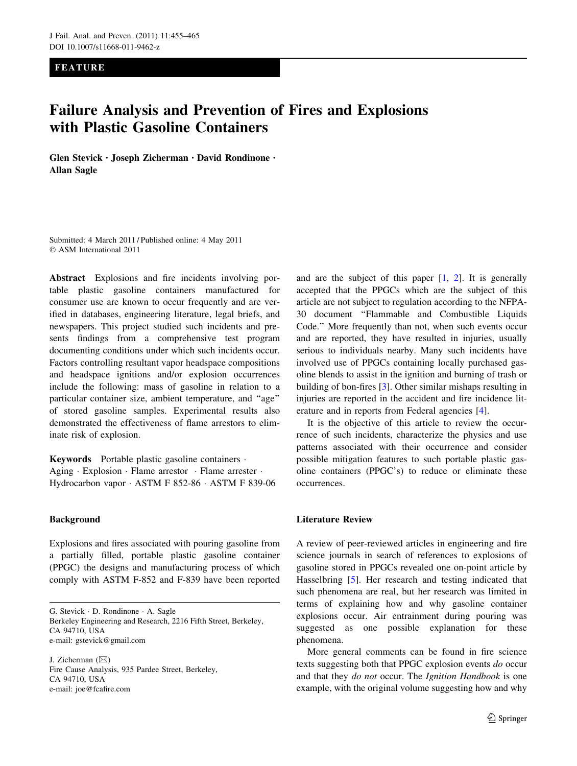FEATURE

# Failure Analysis and Prevention of Fires and Explosions with Plastic Gasoline Containers

**Glen Stevick · Joseph Zicherman · David Rondinone · Allan Sagle**

Submitted: 4 March 2011 / Published online: 4 May 2011
© ASM International 2011

**Abstract** Explosions and fire incidents involving portable plastic gasoline containers manufactured for consumer use are known to occur frequently and are verified in databases, engineering literature, legal briefs, and newspapers. This project studied such incidents and presents findings from a comprehensive test program documenting conditions under which such incidents occur. Factors controlling resultant vapor headspace compositions and headspace ignitions and/or explosion occurrences include the following: mass of gasoline in relation to a particular container size, ambient temperature, and "age" of stored gasoline samples. Experimental results also demonstrated the effectiveness of flame arrestors to eliminate risk of explosion.

**Keywords** Portable plastic gasoline containers · Aging · Explosion · Flame arrestor · Flame arrester · Hydrocarbon vapor · ASTM F 852-86 · ASTM F 839-06

G. Stevick · D. Rondinone · A. Sagle
Berkeley Engineering and Research, 2216 Fifth Street, Berkeley, CA 94710, USA
e-mail: gstevick@gmail.com

J. Zicherman (✉)
Fire Cause Analysis, 935 Pardee Street, Berkeley, CA 94710, USA
e-mail: joe@fcafire.com

## Background

Explosions and fires associated with pouring gasoline from a partially filled, portable plastic gasoline container (PPGC) the designs and manufacturing process of which comply with ASTM F-852 and F-839 have been reported and are the subject of this paper [1, 2]. It is generally accepted that the PPGCs which are the subject of this article are not subject to regulation according to the NFPA-30 document "Flammable and Combustible Liquids Code." More frequently than not, when such events occur and are reported, they have resulted in injuries, usually serious to individuals nearby. Many such incidents have involved use of PPGCs containing locally purchased gasoline blends to assist in the ignition and burning of trash or building of bon-fires [3]. Other similar mishaps resulting in injuries are reported in the accident and fire incidence literature and in reports from Federal agencies [4].

It is the objective of this article to review the occurrence of such incidents, characterize the physics and use patterns associated with their occurrence and consider possible mitigation features to such portable plastic gasoline containers (PPGC's) to reduce or eliminate these occurrences.

## Literature Review

A review of peer-reviewed articles in engineering and fire science journals in search of references to explosions of gasoline stored in PPGCs revealed one on-point article by Hasselbring [5]. Her research and testing indicated that such phenomena are real, but her research was limited in terms of explaining how and why gasoline container explosions occur. Air entrainment during pouring was suggested as one possible explanation for these phenomena.

More general comments can be found in fire science texts suggesting both that PPGC explosion events *do* occur and that they *do not* occur. The *Ignition Handbook* is one example, with the original volume suggesting how and why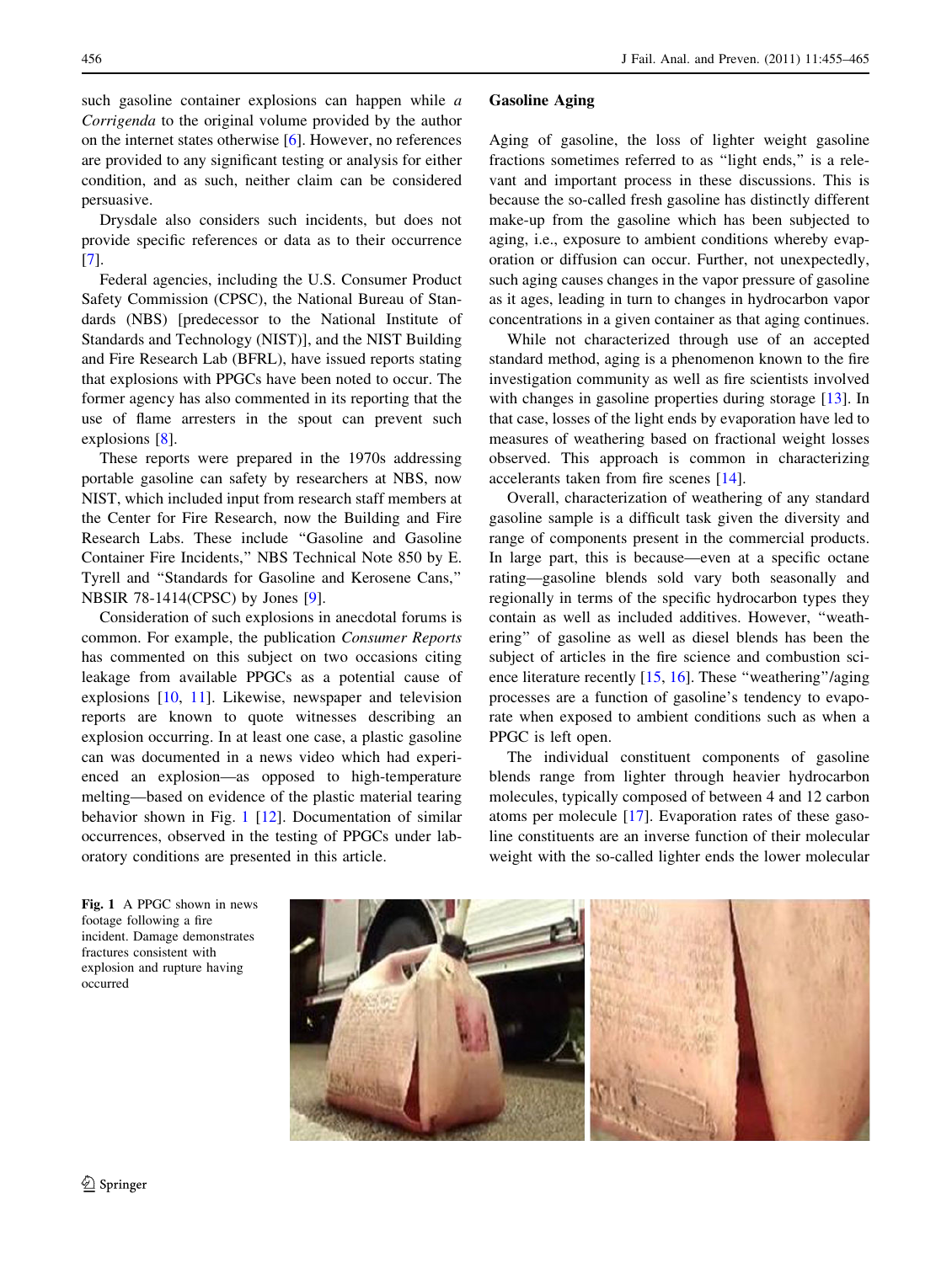such gasoline container explosions can happen while *a Corrigenda* to the original volume provided by the author on the internet states otherwise [6]. However, no references are provided to any significant testing or analysis for either condition, and as such, neither claim can be considered persuasive.

Drysdale also considers such incidents, but does not provide specific references or data as to their occurrence [7].

Federal agencies, including the U.S. Consumer Product Safety Commission (CPSC), the National Bureau of Standards (NBS) [predecessor to the National Institute of Standards and Technology (NIST)], and the NIST Building and Fire Research Lab (BFRL), have issued reports stating that explosions with PPGCs have been noted to occur. The former agency has also commented in its reporting that the use of flame arresters in the spout can prevent such explosions [8].

These reports were prepared in the 1970s addressing portable gasoline can safety by researchers at NBS, now NIST, which included input from research staff members at the Center for Fire Research, now the Building and Fire Research Labs. These include "Gasoline and Gasoline Container Fire Incidents," NBS Technical Note 850 by E. Tyrell and "Standards for Gasoline and Kerosene Cans," NBSIR 78-1414(CPSC) by Jones [9].

Consideration of such explosions in anecdotal forums is common. For example, the publication *Consumer Reports* has commented on this subject on two occasions citing leakage from available PPGCs as a potential cause of explosions [10, 11]. Likewise, newspaper and television reports are known to quote witnesses describing an explosion occurring. In at least one case, a plastic gasoline can was documented in a news video which had experienced an explosion—as opposed to high-temperature melting—based on evidence of the plastic material tearing behavior shown in Fig. 1 [12]. Documentation of similar occurrences, observed in the testing of PPGCs under laboratory conditions are presented in this article.

## Gasoline Aging

Aging of gasoline, the loss of lighter weight gasoline fractions sometimes referred to as "light ends," is a relevant and important process in these discussions. This is because the so-called fresh gasoline has distinctly different make-up from the gasoline which has been subjected to aging, i.e., exposure to ambient conditions whereby evaporation or diffusion can occur. Further, not unexpectedly, such aging causes changes in the vapor pressure of gasoline as it ages, leading in turn to changes in hydrocarbon vapor concentrations in a given container as that aging continues.

While not characterized through use of an accepted standard method, aging is a phenomenon known to the fire investigation community as well as fire scientists involved with changes in gasoline properties during storage [13]. In that case, losses of the light ends by evaporation have led to measures of weathering based on fractional weight losses observed. This approach is common in characterizing accelerants taken from fire scenes [14].

Overall, characterization of weathering of any standard gasoline sample is a difficult task given the diversity and range of components present in the commercial products. In large part, this is because—even at a specific octane rating—gasoline blends sold vary both seasonally and regionally in terms of the specific hydrocarbon types they contain as well as included additives. However, "weathering" of gasoline as well as diesel blends has been the subject of articles in the fire science and combustion science literature recently [15, 16]. These "weathering"/aging processes are a function of gasoline's tendency to evaporate when exposed to ambient conditions such as when a PPGC is left open.

The individual constituent components of gasoline blends range from lighter through heavier hydrocarbon molecules, typically composed of between 4 and 12 carbon atoms per molecule [17]. Evaporation rates of these gasoline constituents are an inverse function of their molecular weight with the so-called lighter ends the lower molecular

Fig. 1 A PPGC shown in news footage following a fire incident. Damage demonstrates fractures consistent with explosion and rupture having occurred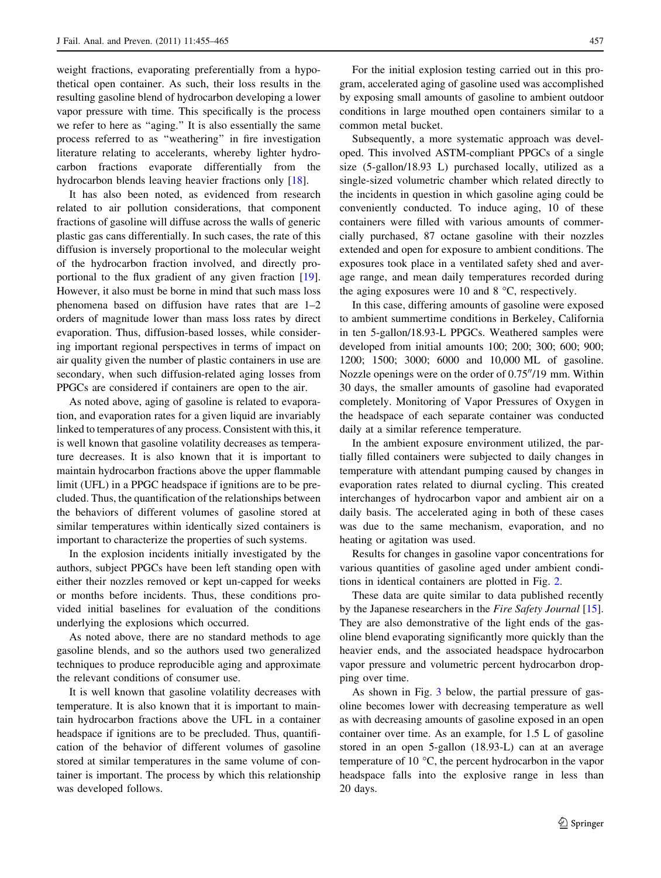weight fractions, evaporating preferentially from a hypothetical open container. As such, their loss results in the resulting gasoline blend of hydrocarbon developing a lower vapor pressure with time. This specifically is the process we refer to here as "aging." It is also essentially the same process referred to as "weathering" in fire investigation literature relating to accelerants, whereby lighter hydrocarbon fractions evaporate differentially from the hydrocarbon blends leaving heavier fractions only [18].

It has also been noted, as evidenced from research related to air pollution considerations, that component fractions of gasoline will diffuse across the walls of generic plastic gas cans differentially. In such cases, the rate of this diffusion is inversely proportional to the molecular weight of the hydrocarbon fraction involved, and directly proportional to the flux gradient of any given fraction [19]. However, it also must be borne in mind that such mass loss phenomena based on diffusion have rates that are 1–2 orders of magnitude lower than mass loss rates by direct evaporation. Thus, diffusion-based losses, while considering important regional perspectives in terms of impact on air quality given the number of plastic containers in use are secondary, when such diffusion-related aging losses from PPGCs are considered if containers are open to the air.

As noted above, aging of gasoline is related to evaporation, and evaporation rates for a given liquid are invariably linked to temperatures of any process. Consistent with this, it is well known that gasoline volatility decreases as temperature decreases. It is also known that it is important to maintain hydrocarbon fractions above the upper flammable limit (UFL) in a PPGC headspace if ignitions are to be precluded. Thus, the quantification of the relationships between the behaviors of different volumes of gasoline stored at similar temperatures within identically sized containers is important to characterize the properties of such systems.

In the explosion incidents initially investigated by the authors, subject PPGCs have been left standing open with either their nozzles removed or kept un-capped for weeks or months before incidents. Thus, these conditions provided initial baselines for evaluation of the conditions underlying the explosions which occurred.

As noted above, there are no standard methods to age gasoline blends, and so the authors used two generalized techniques to produce reproducible aging and approximate the relevant conditions of consumer use.

It is well known that gasoline volatility decreases with temperature. It is also known that it is important to maintain hydrocarbon fractions above the UFL in a container headspace if ignitions are to be precluded. Thus, quantification of the behavior of different volumes of gasoline stored at similar temperatures in the same volume of container is important. The process by which this relationship was developed follows.

For the initial explosion testing carried out in this program, accelerated aging of gasoline used was accomplished by exposing small amounts of gasoline to ambient outdoor conditions in large mouthed open containers similar to a common metal bucket.

Subsequently, a more systematic approach was developed. This involved ASTM-compliant PPGCs of a single size (5-gallon/18.93 L) purchased locally, utilized as a single-sized volumetric chamber which related directly to the incidents in question in which gasoline aging could be conveniently conducted. To induce aging, 10 of these containers were filled with various amounts of commercially purchased, 87 octane gasoline with their nozzles extended and open for exposure to ambient conditions. The exposures took place in a ventilated safety shed and average range, and mean daily temperatures recorded during the aging exposures were 10 and 8 °C, respectively.

In this case, differing amounts of gasoline were exposed to ambient summertime conditions in Berkeley, California in ten 5-gallon/18.93-L PPGCs. Weathered samples were developed from initial amounts 100; 200; 300; 600; 900; 1200; 1500; 3000; 6000 and 10,000 ML of gasoline. Nozzle openings were on the order of 0.75″/19 mm. Within 30 days, the smaller amounts of gasoline had evaporated completely. Monitoring of Vapor Pressures of Oxygen in the headspace of each separate container was conducted daily at a similar reference temperature.

In the ambient exposure environment utilized, the partially filled containers were subjected to daily changes in temperature with attendant pumping caused by changes in evaporation rates related to diurnal cycling. This created interchanges of hydrocarbon vapor and ambient air on a daily basis. The accelerated aging in both of these cases was due to the same mechanism, evaporation, and no heating or agitation was used.

Results for changes in gasoline vapor concentrations for various quantities of gasoline aged under ambient conditions in identical containers are plotted in Fig. 2.

These data are quite similar to data published recently by the Japanese researchers in the *Fire Safety Journal* [15]. They are also demonstrative of the light ends of the gasoline blend evaporating significantly more quickly than the heavier ends, and the associated headspace hydrocarbon vapor pressure and volumetric percent hydrocarbon dropping over time.

As shown in Fig. 3 below, the partial pressure of gasoline becomes lower with decreasing temperature as well as with decreasing amounts of gasoline exposed in an open container over time. As an example, for 1.5 L of gasoline stored in an open 5-gallon (18.93-L) can at an average temperature of 10 °C, the percent hydrocarbon in the vapor headspace falls into the explosive range in less than 20 days.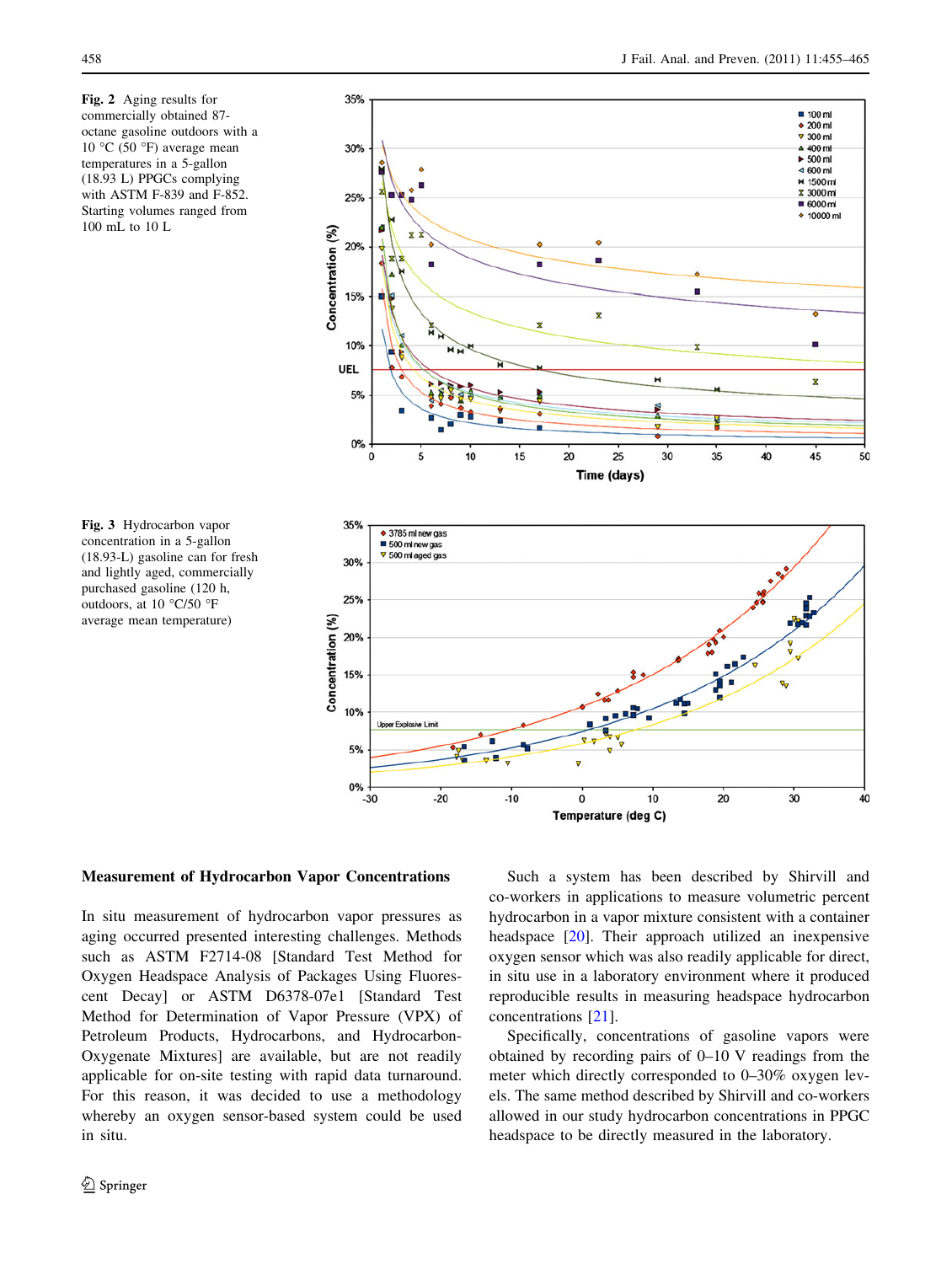**Fig. 2** Aging results for commercially obtained 87-octane gasoline outdoors with a 10 °C (50 °F) average mean temperatures in a 5-gallon (18.93 L) PPGCs complying with ASTM F-839 and F-852. Starting volumes ranged from 100 mL to 10 L

**Fig. 3** Hydrocarbon vapor concentration in a 5-gallon (18.93-L) gasoline can for fresh and lightly aged, commercially purchased gasoline (120 h, outdoors, at 10 °C/50 °F average mean temperature)

## Measurement of Hydrocarbon Vapor Concentrations

In situ measurement of hydrocarbon vapor pressures as aging occurred presented interesting challenges. Methods such as ASTM F2714-08 [Standard Test Method for Oxygen Headspace Analysis of Packages Using Fluorescent Decay] or ASTM D6378-07e1 [Standard Test Method for Determination of Vapor Pressure (VPX) of Petroleum Products, Hydrocarbons, and Hydrocarbon-Oxygenate Mixtures] are available, but are not readily applicable for on-site testing with rapid data turnaround. For this reason, it was decided to use a methodology whereby an oxygen sensor-based system could be used in situ.

Such a system has been described by Shirvill and co-workers in applications to measure volumetric percent hydrocarbon in a vapor mixture consistent with a container headspace [20]. Their approach utilized an inexpensive oxygen sensor which was also readily applicable for direct, in situ use in a laboratory environment where it produced reproducible results in measuring headspace hydrocarbon concentrations [21].

Specifically, concentrations of gasoline vapors were obtained by recording pairs of 0–10 V readings from the meter which directly corresponded to 0–30% oxygen levels. The same method described by Shirvill and co-workers allowed in our study hydrocarbon concentrations in PPGC headspace to be directly measured in the laboratory.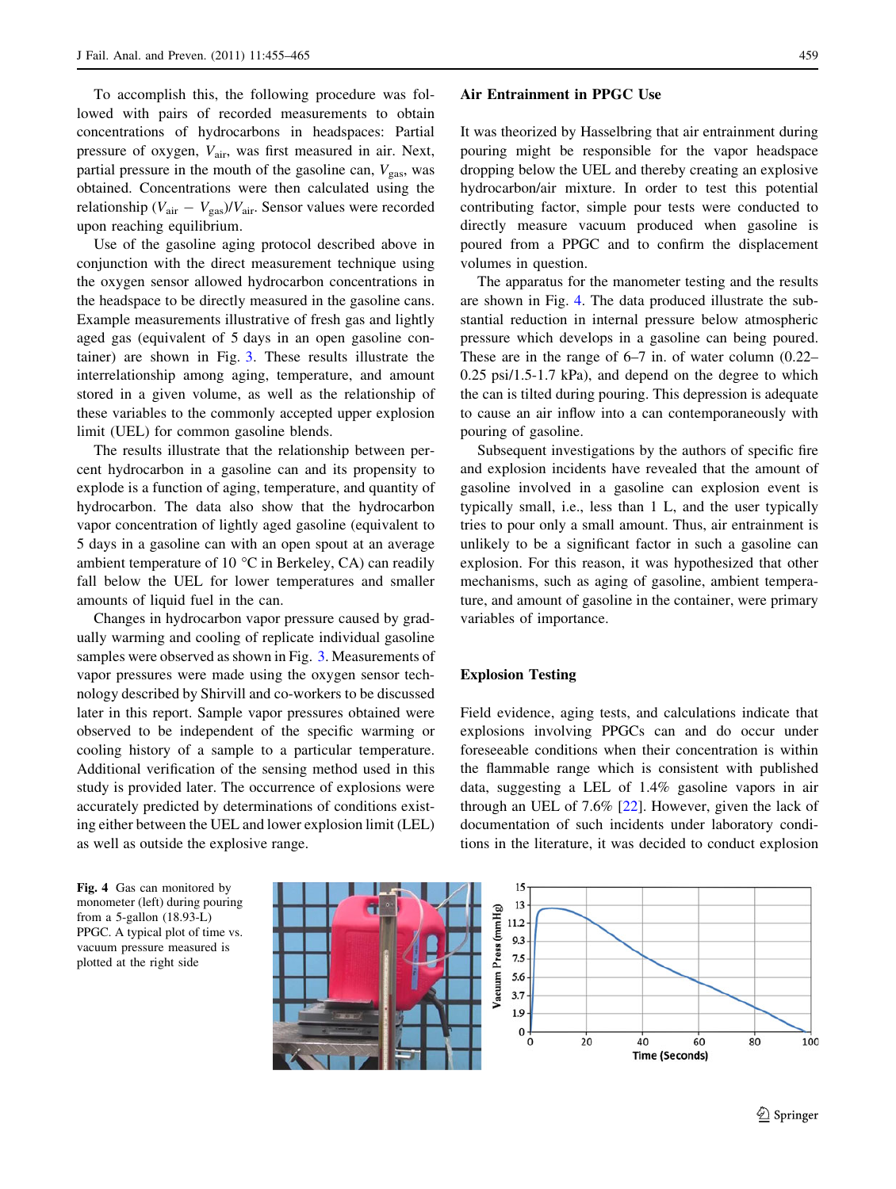To accomplish this, the following procedure was followed with pairs of recorded measurements to obtain concentrations of hydrocarbons in headspaces: Partial pressure of oxygen, $V_{air}$, was first measured in air. Next, partial pressure in the mouth of the gasoline can, $V_{gas}$, was obtained. Concentrations were then calculated using the relationship $(V_{air} - V_{gas})/V_{air}$. Sensor values were recorded upon reaching equilibrium.

Use of the gasoline aging protocol described above in conjunction with the direct measurement technique using the oxygen sensor allowed hydrocarbon concentrations in the headspace to be directly measured in the gasoline cans. Example measurements illustrative of fresh gas and lightly aged gas (equivalent of 5 days in an open gasoline container) are shown in Fig. 3. These results illustrate the interrelationship among aging, temperature, and amount stored in a given volume, as well as the relationship of these variables to the commonly accepted upper explosion limit (UEL) for common gasoline blends.

The results illustrate that the relationship between percent hydrocarbon in a gasoline can and its propensity to explode is a function of aging, temperature, and quantity of hydrocarbon. The data also show that the hydrocarbon vapor concentration of lightly aged gasoline (equivalent to 5 days in a gasoline can with an open spout at an average ambient temperature of 10 °C in Berkeley, CA) can readily fall below the UEL for lower temperatures and smaller amounts of liquid fuel in the can.

Changes in hydrocarbon vapor pressure caused by gradually warming and cooling of replicate individual gasoline samples were observed as shown in Fig. 3. Measurements of vapor pressures were made using the oxygen sensor technology described by Shirvill and co-workers to be discussed later in this report. Sample vapor pressures obtained were observed to be independent of the specific warming or cooling history of a sample to a particular temperature. Additional verification of the sensing method used in this study is provided later. The occurrence of explosions were accurately predicted by determinations of conditions existing either between the UEL and lower explosion limit (LEL) as well as outside the explosive range.

## Air Entrainment in PPGC Use

It was theorized by Hasselbring that air entrainment during pouring might be responsible for the vapor headspace dropping below the UEL and thereby creating an explosive hydrocarbon/air mixture. In order to test this potential contributing factor, simple pour tests were conducted to directly measure vacuum produced when gasoline is poured from a PPGC and to confirm the displacement volumes in question.

The apparatus for the manometer testing and the results are shown in Fig. 4. The data produced illustrate the substantial reduction in internal pressure below atmospheric pressure which develops in a gasoline can being poured. These are in the range of 6–7 in. of water column (0.22–0.25 psi/1.5-1.7 kPa), and depend on the degree to which the can is tilted during pouring. This depression is adequate to cause an air inflow into a can contemporaneously with pouring of gasoline.

Subsequent investigations by the authors of specific fire and explosion incidents have revealed that the amount of gasoline involved in a gasoline can explosion event is typically small, i.e., less than 1 L, and the user typically tries to pour only a small amount. Thus, air entrainment is unlikely to be a significant factor in such a gasoline can explosion. For this reason, it was hypothesized that other mechanisms, such as aging of gasoline, ambient temperature, and amount of gasoline in the container, were primary variables of importance.

## Explosion Testing

Field evidence, aging tests, and calculations indicate that explosions involving PPGCs can and do occur under foreseeable conditions when their concentration is within the flammable range which is consistent with published data, suggesting a LEL of 1.4% gasoline vapors in air through an UEL of 7.6% [22]. However, given the lack of documentation of such incidents under laboratory conditions in the literature, it was decided to conduct explosion

**Fig. 4** Gas can monitored by monometer (left) during pouring from a 5-gallon (18.93-L) PPGC. A typical plot of time vs. vacuum pressure measured is plotted at the right side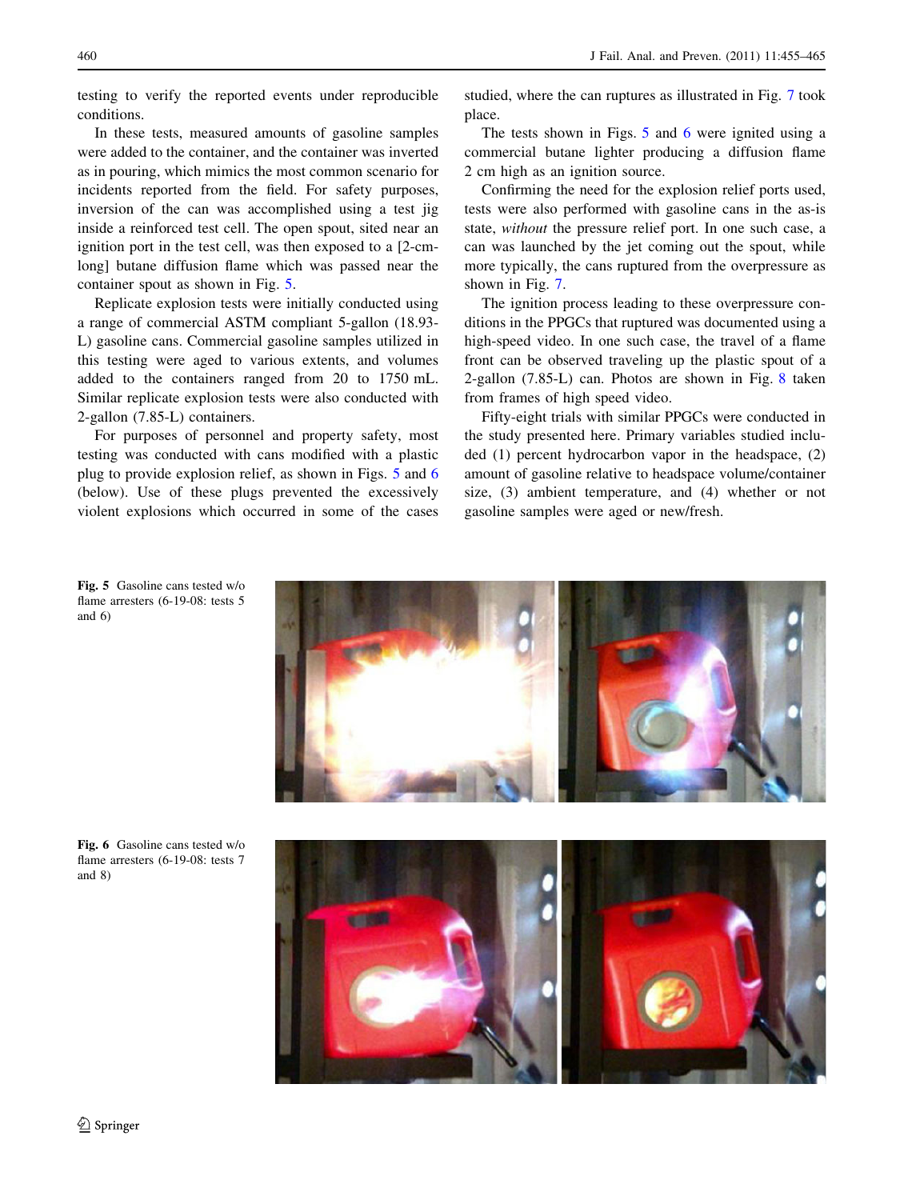testing to verify the reported events under reproducible conditions.

In these tests, measured amounts of gasoline samples were added to the container, and the container was inverted as in pouring, which mimics the most common scenario for incidents reported from the field. For safety purposes, inversion of the can was accomplished using a test jig inside a reinforced test cell. The open spout, sited near an ignition port in the test cell, was then exposed to a [2-cm-long] butane diffusion flame which was passed near the container spout as shown in Fig. 5.

Replicate explosion tests were initially conducted using a range of commercial ASTM compliant 5-gallon (18.93-L) gasoline cans. Commercial gasoline samples utilized in this testing were aged to various extents, and volumes added to the containers ranged from 20 to 1750 mL. Similar replicate explosion tests were also conducted with 2-gallon (7.85-L) containers.

For purposes of personnel and property safety, most testing was conducted with cans modified with a plastic plug to provide explosion relief, as shown in Figs. 5 and 6 (below). Use of these plugs prevented the excessively violent explosions which occurred in some of the cases studied, where the can ruptures as illustrated in Fig. 7 took place.

The tests shown in Figs. 5 and 6 were ignited using a commercial butane lighter producing a diffusion flame 2 cm high as an ignition source.

Confirming the need for the explosion relief ports used, tests were also performed with gasoline cans in the as-is state, *without* the pressure relief port. In one such case, a can was launched by the jet coming out the spout, while more typically, the cans ruptured from the overpressure as shown in Fig. 7.

The ignition process leading to these overpressure conditions in the PPGCs that ruptured was documented using a high-speed video. In one such case, the travel of a flame front can be observed traveling up the plastic spout of a 2-gallon (7.85-L) can. Photos are shown in Fig. 8 taken from frames of high speed video.

Fifty-eight trials with similar PPGCs were conducted in the study presented here. Primary variables studied included (1) percent hydrocarbon vapor in the headspace, (2) amount of gasoline relative to headspace volume/container size, (3) ambient temperature, and (4) whether or not gasoline samples were aged or new/fresh.

**Fig. 5** Gasoline cans tested w/o flame arresters (6-19-08: tests 5 and 6)

**Fig. 6** Gasoline cans tested w/o flame arresters (6-19-08: tests 7 and 8)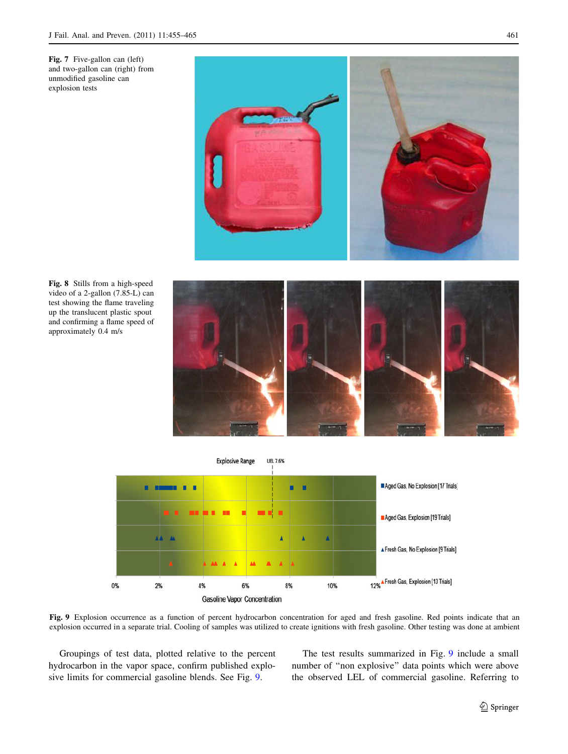**Fig. 7** Five-gallon can (left) and two-gallon can (right) from unmodified gasoline can explosion tests

**Fig. 8** Stills from a high-speed video of a 2-gallon (7.85-L) can test showing the flame traveling up the translucent plastic spout and confirming a flame speed of approximately 0.4 m/s

**Fig. 9** Explosion occurrence as a function of percent hydrocarbon concentration for aged and fresh gasoline. Red points indicate that an explosion occurred in a separate trial. Cooling of samples was utilized to create ignitions with fresh gasoline. Other testing was done at ambient

Groupings of test data, plotted relative to the percent hydrocarbon in the vapor space, confirm published explosive limits for commercial gasoline blends. See Fig. 9.

The test results summarized in Fig. 9 include a small number of "non explosive" data points which were above the observed LEL of commercial gasoline. Referring to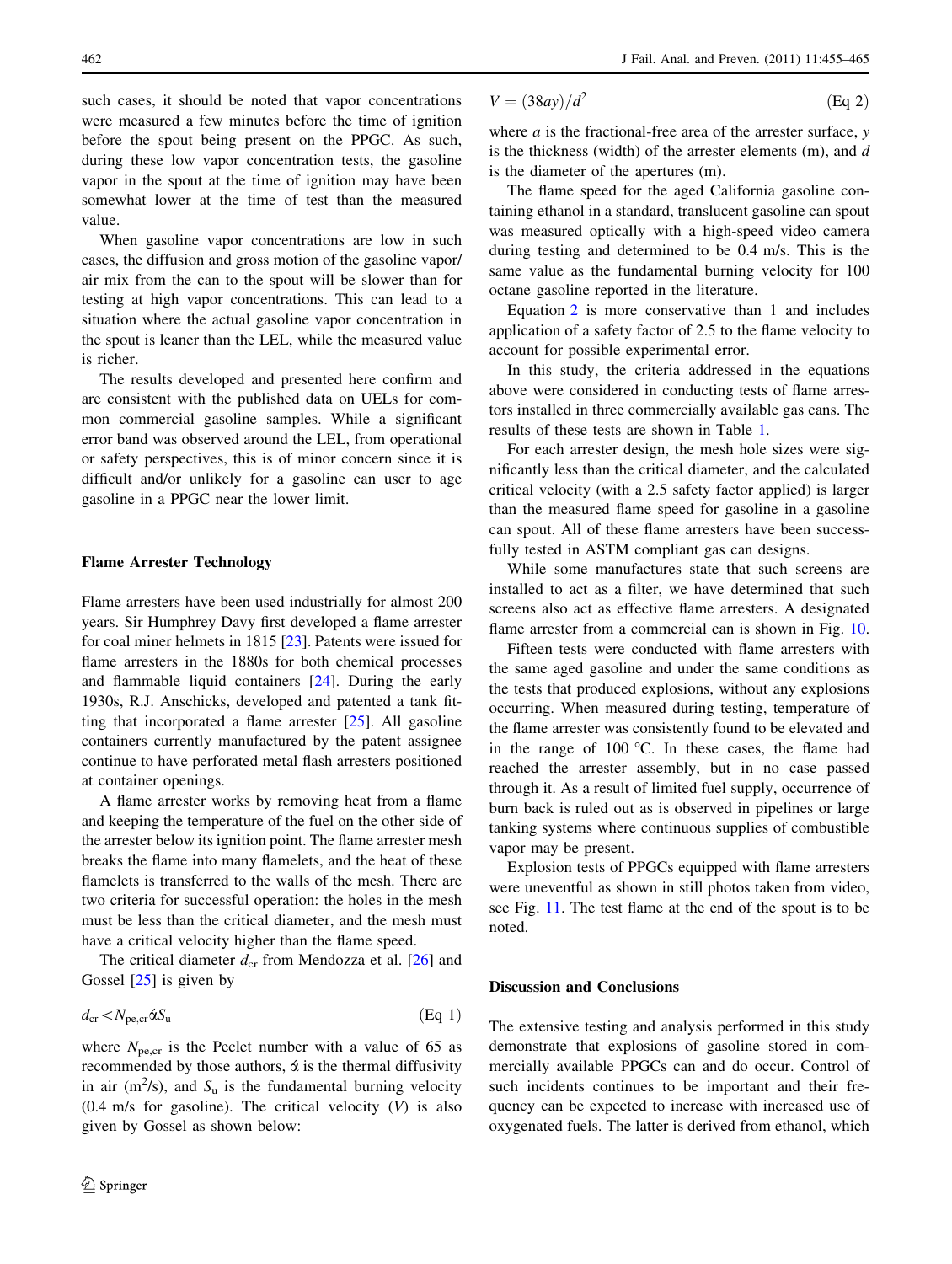such cases, it should be noted that vapor concentrations were measured a few minutes before the time of ignition before the spout being present on the PPGC. As such, during these low vapor concentration tests, the gasoline vapor in the spout at the time of ignition may have been somewhat lower at the time of test than the measured value.

When gasoline vapor concentrations are low in such cases, the diffusion and gross motion of the gasoline vapor/air mix from the can to the spout will be slower than for testing at high vapor concentrations. This can lead to a situation where the actual gasoline vapor concentration in the spout is leaner than the LEL, while the measured value is richer.

The results developed and presented here confirm and are consistent with the published data on UELs for common commercial gasoline samples. While a significant error band was observed around the LEL, from operational or safety perspectives, this is of minor concern since it is difficult and/or unlikely for a gasoline can user to age gasoline in a PPGC near the lower limit.

## Flame Arrester Technology

Flame arresters have been used industrially for almost 200 years. Sir Humphrey Davy first developed a flame arrester for coal miner helmets in 1815 [23]. Patents were issued for flame arresters in the 1880s for both chemical processes and flammable liquid containers [24]. During the early 1930s, R.J. Anschicks, developed and patented a tank fitting that incorporated a flame arrester [25]. All gasoline containers currently manufactured by the patent assignee continue to have perforated metal flash arresters positioned at container openings.

A flame arrester works by removing heat from a flame and keeping the temperature of the fuel on the other side of the arrester below its ignition point. The flame arrester mesh breaks the flame into many flamelets, and the heat of these flamelets is transferred to the walls of the mesh. There are two criteria for successful operation: the holes in the mesh must be less than the critical diameter, and the mesh must have a critical velocity higher than the flame speed.

The critical diameter $d_{cr}$ from Mendozza et al. [26] and Gossel [25] is given by

$$d_{cr} < N_{pe,cr} \acute{\alpha} S_u \tag{Eq 1}$$

where $N_{pe,cr}$ is the Peclet number with a value of 65 as recommended by those authors, $\acute{\alpha}$ is the thermal diffusivity in air ($m^2/s$), and $S_u$ is the fundamental burning velocity (0.4 m/s for gasoline). The critical velocity ($V$) is also given by Gossel as shown below:

$$V = (38ay)/d^2 \tag{Eq 2}$$

where $a$ is the fractional-free area of the arrester surface, $y$ is the thickness (width) of the arrester elements (m), and $d$ is the diameter of the apertures (m).

The flame speed for the aged California gasoline containing ethanol in a standard, translucent gasoline can spout was measured optically with a high-speed video camera during testing and determined to be 0.4 m/s. This is the same value as the fundamental burning velocity for 100 octane gasoline reported in the literature.

Equation 2 is more conservative than 1 and includes application of a safety factor of 2.5 to the flame velocity to account for possible experimental error.

In this study, the criteria addressed in the equations above were considered in conducting tests of flame arrestors installed in three commercially available gas cans. The results of these tests are shown in Table 1.

For each arrester design, the mesh hole sizes were significantly less than the critical diameter, and the calculated critical velocity (with a 2.5 safety factor applied) is larger than the measured flame speed for gasoline in a gasoline can spout. All of these flame arresters have been successfully tested in ASTM compliant gas can designs.

While some manufactures state that such screens are installed to act as a filter, we have determined that such screens also act as effective flame arresters. A designated flame arrester from a commercial can is shown in Fig. 10.

Fifteen tests were conducted with flame arresters with the same aged gasoline and under the same conditions as the tests that produced explosions, without any explosions occurring. When measured during testing, temperature of the flame arrester was consistently found to be elevated and in the range of 100 °C. In these cases, the flame had reached the arrester assembly, but in no case passed through it. As a result of limited fuel supply, occurrence of burn back is ruled out as is observed in pipelines or large tanking systems where continuous supplies of combustible vapor may be present.

Explosion tests of PPGCs equipped with flame arresters were uneventful as shown in still photos taken from video, see Fig. 11. The test flame at the end of the spout is to be noted.

## Discussion and Conclusions

The extensive testing and analysis performed in this study demonstrate that explosions of gasoline stored in commercially available PPGCs can and do occur. Control of such incidents continues to be important and their frequency can be expected to increase with increased use of oxygenated fuels. The latter is derived from ethanol, which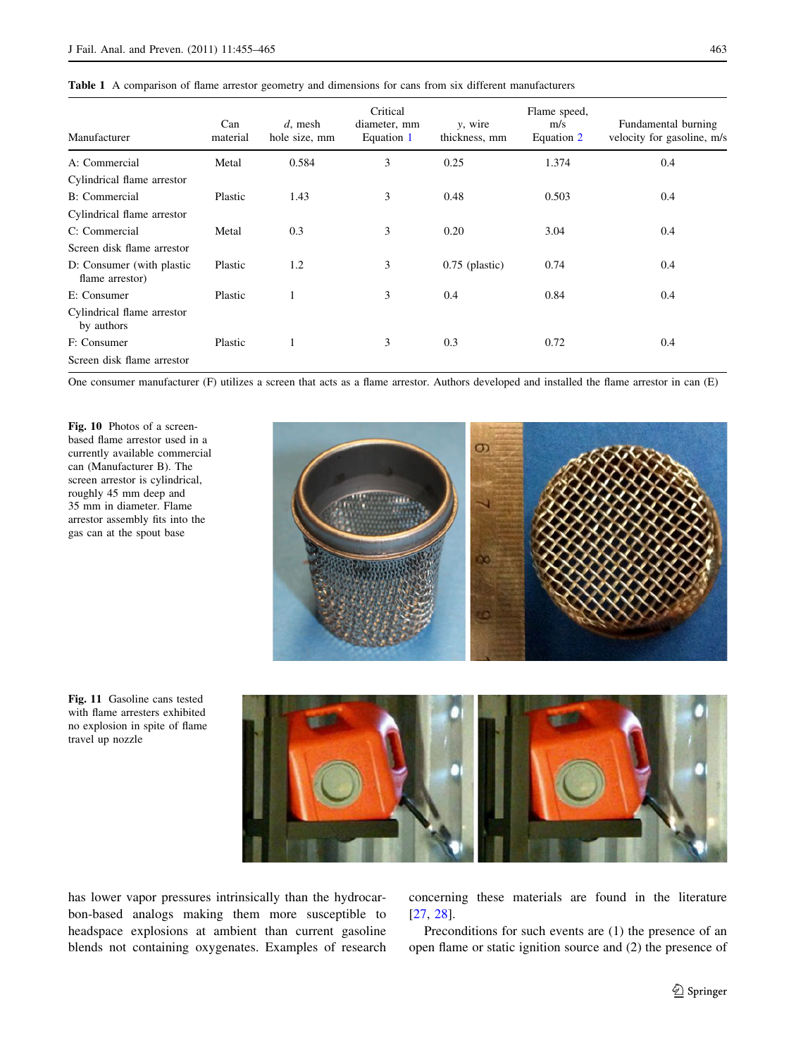**Table 1** A comparison of flame arrestor geometry and dimensions for cans from six different manufacturers

| Manufacturer | Can material | *d*, mesh hole size, mm | Critical diameter, mm Equation 1 | *y*, wire thickness, mm | Flame speed, m/s Equation 2 | Fundamental burning velocity for gasoline, m/s |
|---|---|---|---|---|---|---|
| A: Commercial Cylindrical flame arrestor | Metal | 0.584 | 3 | 0.25 | 1.374 | 0.4 |
| B: Commercial Cylindrical flame arrestor | Plastic | 1.43 | 3 | 0.48 | 0.503 | 0.4 |
| C: Commercial Screen disk flame arrestor | Metal | 0.3 | 3 | 0.20 | 3.04 | 0.4 |
| D: Consumer (with plastic flame arrestor) | Plastic | 1.2 | 3 | 0.75 (plastic) | 0.74 | 0.4 |
| E: Consumer Cylindrical flame arrestor by authors | Plastic | 1 | 3 | 0.4 | 0.84 | 0.4 |
| F: Consumer Screen disk flame arrestor | Plastic | 1 | 3 | 0.3 | 0.72 | 0.4 |

One consumer manufacturer (F) utilizes a screen that acts as a flame arrestor. Authors developed and installed the flame arrestor in can (E)

**Fig. 10** Photos of a screen-based flame arrestor used in a currently available commercial can (Manufacturer B). The screen arrestor is cylindrical, roughly 45 mm deep and 35 mm in diameter. Flame arrestor assembly fits into the gas can at the spout base

**Fig. 11** Gasoline cans tested with flame arresters exhibited no explosion in spite of flame travel up nozzle

has lower vapor pressures intrinsically than the hydrocarbon-based analogs making them more susceptible to headspace explosions at ambient than current gasoline blends not containing oxygenates. Examples of research concerning these materials are found in the literature [27, 28].

Preconditions for such events are (1) the presence of an open flame or static ignition source and (2) the presence of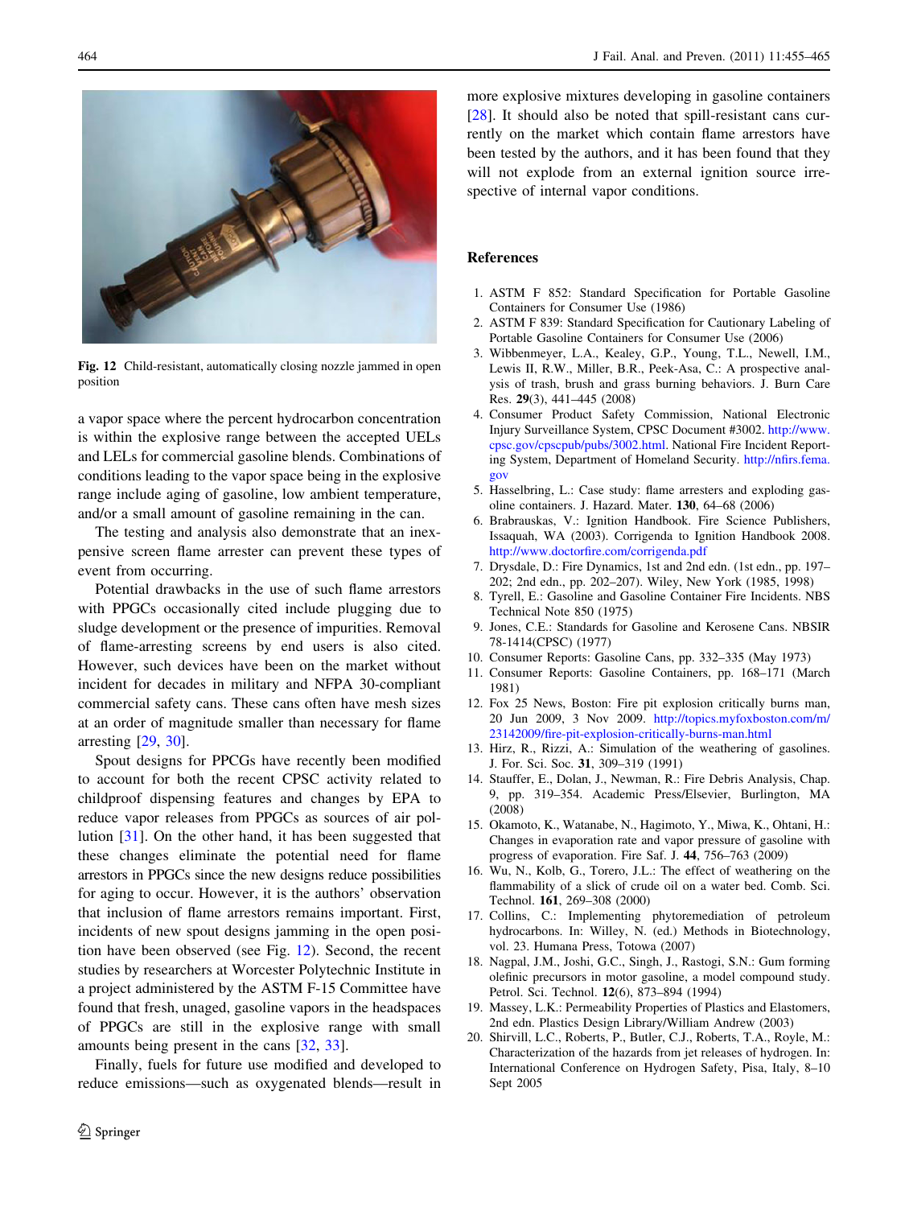Fig. 12 Child-resistant, automatically closing nozzle jammed in open position

a vapor space where the percent hydrocarbon concentration is within the explosive range between the accepted UELs and LELs for commercial gasoline blends. Combinations of conditions leading to the vapor space being in the explosive range include aging of gasoline, low ambient temperature, and/or a small amount of gasoline remaining in the can.

The testing and analysis also demonstrate that an inexpensive screen flame arrester can prevent these types of event from occurring.

Potential drawbacks in the use of such flame arrestors with PPGCs occasionally cited include plugging due to sludge development or the presence of impurities. Removal of flame-arresting screens by end users is also cited. However, such devices have been on the market without incident for decades in military and NFPA 30-compliant commercial safety cans. These cans often have mesh sizes at an order of magnitude smaller than necessary for flame arresting [29, 30].

Spout designs for PPCGs have recently been modified to account for both the recent CPSC activity related to childproof dispensing features and changes by EPA to reduce vapor releases from PPGCs as sources of air pollution [31]. On the other hand, it has been suggested that these changes eliminate the potential need for flame arrestors in PPGCs since the new designs reduce possibilities for aging to occur. However, it is the authors' observation that inclusion of flame arrestors remains important. First, incidents of new spout designs jamming in the open position have been observed (see Fig. 12). Second, the recent studies by researchers at Worcester Polytechnic Institute in a project administered by the ASTM F-15 Committee have found that fresh, unaged, gasoline vapors in the headspaces of PPGCs are still in the explosive range with small amounts being present in the cans [32, 33].

Finally, fuels for future use modified and developed to reduce emissions—such as oxygenated blends—result in more explosive mixtures developing in gasoline containers [28]. It should also be noted that spill-resistant cans currently on the market which contain flame arrestors have been tested by the authors, and it has been found that they will not explode from an external ignition source irrespective of internal vapor conditions.

## References

1. ASTM F 852: Standard Specification for Portable Gasoline Containers for Consumer Use (1986)
2. ASTM F 839: Standard Specification for Cautionary Labeling of Portable Gasoline Containers for Consumer Use (2006)
3. Wibbenmeyer, L.A., Kealey, G.P., Young, T.L., Newell, I.M., Lewis II, R.W., Miller, B.R., Peek-Asa, C.: A prospective analysis of trash, brush and grass burning behaviors. J. Burn Care Res. **29**(3), 441–445 (2008)
4. Consumer Product Safety Commission, National Electronic Injury Surveillance System, CPSC Document #3002. http://www.cpsc.gov/cpscpub/pubs/3002.html. National Fire Incident Reporting System, Department of Homeland Security. http://nfirs.fema.gov
5. Hasselbring, L.: Case study: flame arresters and exploding gasoline containers. J. Hazard. Mater. **130**, 64–68 (2006)
6. Brabrauskas, V.: Ignition Handbook. Fire Science Publishers, Issaquah, WA (2003). Corrigenda to Ignition Handbook 2008. http://www.doctorfire.com/corrigenda.pdf
7. Drysdale, D.: Fire Dynamics, 1st and 2nd edn. (1st edn., pp. 197–202; 2nd edn., pp. 202–207). Wiley, New York (1985, 1998)
8. Tyrell, E.: Gasoline and Gasoline Container Fire Incidents. NBS Technical Note 850 (1975)
9. Jones, C.E.: Standards for Gasoline and Kerosene Cans. NBSIR 78-1414(CPSC) (1977)
10. Consumer Reports: Gasoline Cans, pp. 332–335 (May 1973)
11. Consumer Reports: Gasoline Containers, pp. 168–171 (March 1981)
12. Fox 25 News, Boston: Fire pit explosion critically burns man, 20 Jun 2009, 3 Nov 2009. http://topics.myfoxboston.com/m/23142009/fire-pit-explosion-critically-burns-man.html
13. Hirz, R., Rizzi, A.: Simulation of the weathering of gasolines. J. For. Sci. Soc. **31**, 309–319 (1991)
14. Stauffer, E., Dolan, J., Newman, R.: Fire Debris Analysis, Chap. 9, pp. 319–354. Academic Press/Elsevier, Burlington, MA (2008)
15. Okamoto, K., Watanabe, N., Hagimoto, Y., Miwa, K., Ohtani, H.: Changes in evaporation rate and vapor pressure of gasoline with progress of evaporation. Fire Saf. J. **44**, 756–763 (2009)
16. Wu, N., Kolb, G., Torero, J.L.: The effect of weathering on the flammability of a slick of crude oil on a water bed. Comb. Sci. Technol. **161**, 269–308 (2000)
17. Collins, C.: Implementing phytoremediation of petroleum hydrocarbons. In: Willey, N. (ed.) Methods in Biotechnology, vol. 23. Humana Press, Totowa (2007)
18. Nagpal, J.M., Joshi, G.C., Singh, J., Rastogi, S.N.: Gum forming olefinic precursors in motor gasoline, a model compound study. Petrol. Sci. Technol. **12**(6), 873–894 (1994)
19. Massey, L.K.: Permeability Properties of Plastics and Elastomers, 2nd edn. Plastics Design Library/William Andrew (2003)
20. Shirvill, L.C., Roberts, P., Butler, C.J., Roberts, T.A., Royle, M.: Characterization of the hazards from jet releases of hydrogen. In: International Conference on Hydrogen Safety, Pisa, Italy, 8–10 Sept 2005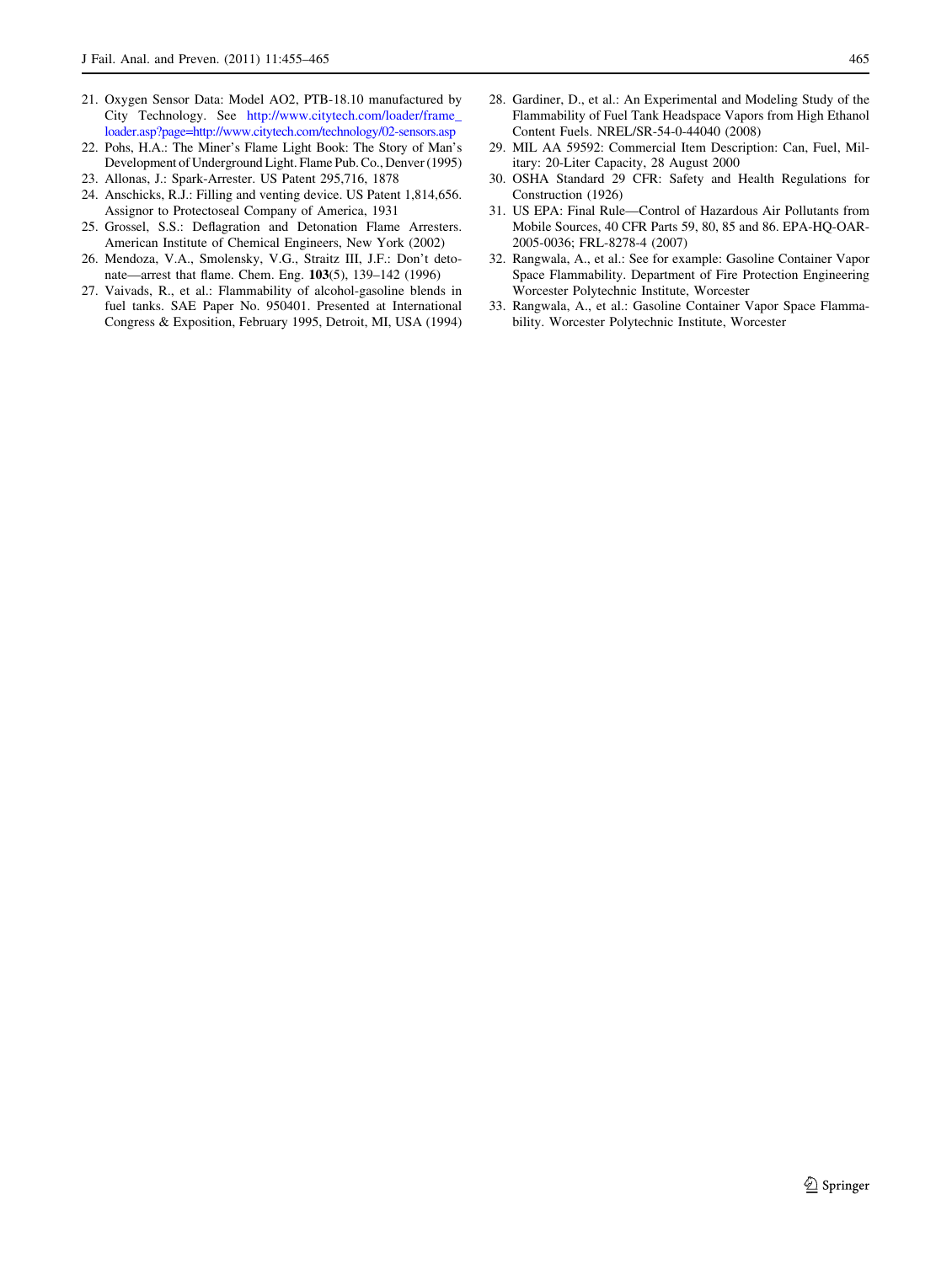21. Oxygen Sensor Data: Model AO2, PTB-18.10 manufactured by City Technology. See http://www.citytech.com/loader/frame_loader.asp?page=http://www.citytech.com/technology/02-sensors.asp
22. Pohs, H.A.: The Miner's Flame Light Book: The Story of Man's Development of Underground Light. Flame Pub. Co., Denver (1995)
23. Allonas, J.: Spark-Arrester. US Patent 295,716, 1878
24. Anschicks, R.J.: Filling and venting device. US Patent 1,814,656. Assignor to Protectoseal Company of America, 1931
25. Grossel, S.S.: Deflagration and Detonation Flame Arresters. American Institute of Chemical Engineers, New York (2002)
26. Mendoza, V.A., Smolensky, V.G., Straitz III, J.F.: Don't detonate—arrest that flame. Chem. Eng. **103**(5), 139–142 (1996)
27. Vaivads, R., et al.: Flammability of alcohol-gasoline blends in fuel tanks. SAE Paper No. 950401. Presented at International Congress & Exposition, February 1995, Detroit, MI, USA (1994)
28. Gardiner, D., et al.: An Experimental and Modeling Study of the Flammability of Fuel Tank Headspace Vapors from High Ethanol Content Fuels. NREL/SR-54-0-44040 (2008)
29. MIL AA 59592: Commercial Item Description: Can, Fuel, Military: 20-Liter Capacity, 28 August 2000
30. OSHA Standard 29 CFR: Safety and Health Regulations for Construction (1926)
31. US EPA: Final Rule—Control of Hazardous Air Pollutants from Mobile Sources, 40 CFR Parts 59, 80, 85 and 86. EPA-HQ-OAR-2005-0036; FRL-8278-4 (2007)
32. Rangwala, A., et al.: See for example: Gasoline Container Vapor Space Flammability. Department of Fire Protection Engineering Worcester Polytechnic Institute, Worcester
33. Rangwala, A., et al.: Gasoline Container Vapor Space Flammability. Worcester Polytechnic Institute, Worcester